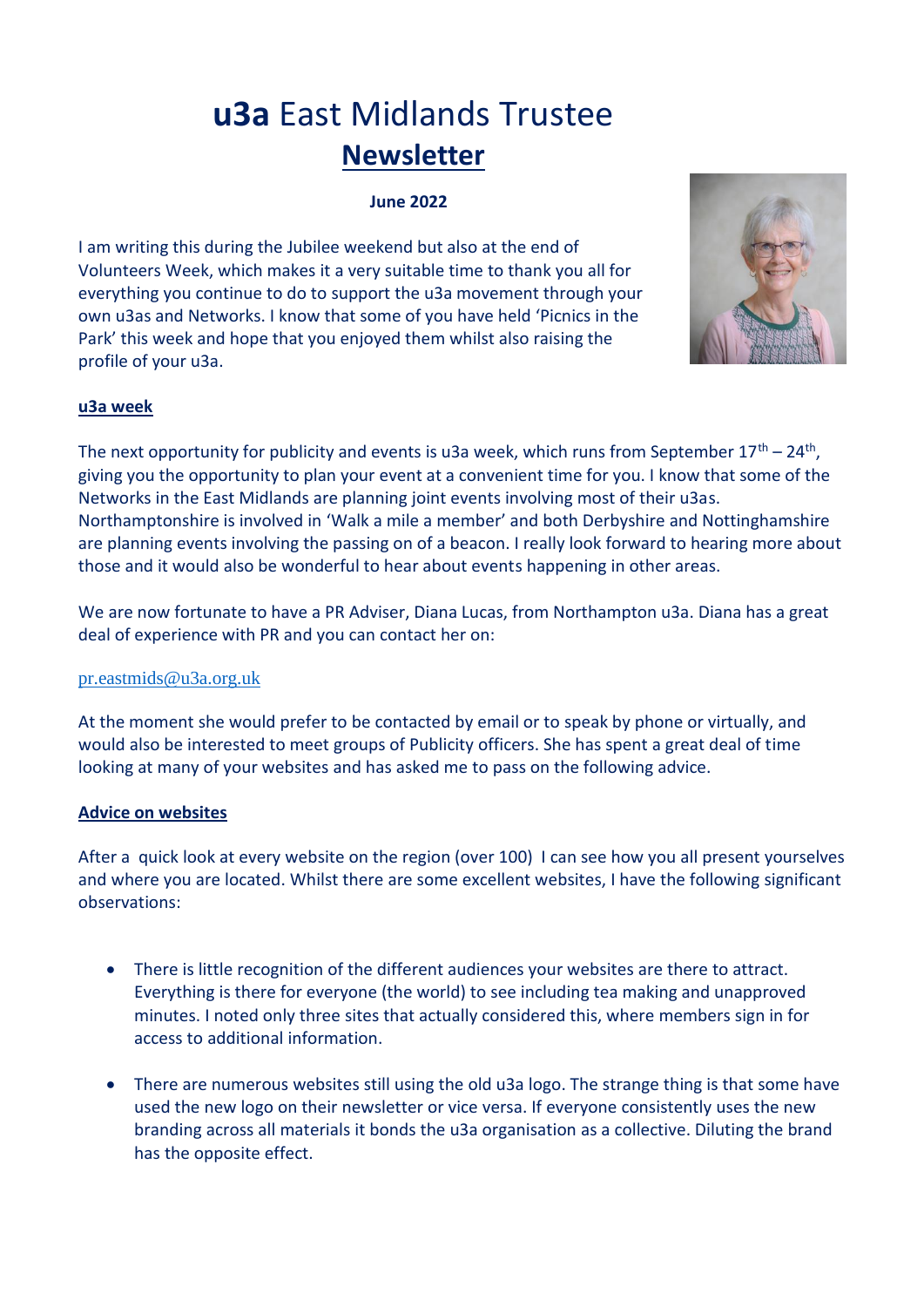# **u3a** East Midlands Trustee

## Newsletter

**June 2022**

I am writing this during the Jubilee weekend but also at the end of Volunteers Week, which makes it a very suitable time to thank you all for everything you continue to do to support the u3a movement through your own u3as and Networks. I know that some of you have held 'Picnics in the Park' this week and hope that you enjoyed them whilst also raising the profile of your u3a.

### u3a week

The next opportunity for publicity and events is u3a week, which runs from September 17th – 24th, giving you the opportunity to plan your event at a convenient time for you. I know that some of the Networks in the East Midlands are planning joint events involving most of their u3as. Northamptonshire is involved in 'Walk a mile a member' and both Derbyshire and Nottinghamshire are planning events involving the passing on of a beacon. I really look forward to hearing more about those and it would also be wonderful to hear about events happening in other areas.

We are now fortunate to have a PR Adviser, Diana Lucas, from Northampton u3a. Diana has a great deal of experience with PR and you can contact her on:

pr.eastmids@u3a.org.uk

At the moment she would prefer to be contacted by email or to speak by phone or virtually, and would also be interested to meet groups of Publicity officers. She has spent a great deal of time looking at many of your websites and has asked me to pass on the following advice.

### Advice on websites

After a quick look at every website on the region (over 100) I can see how you all present yourselves and where you are located. Whilst there are some excellent websites, I have the following significant observations:

- There is little recognition of the different audiences your websites are there to attract. Everything is there for everyone (the world) to see including tea making and unapproved minutes. I noted only three sites that actually considered this, where members sign in for access to additional information.

- There are numerous websites still using the old u3a logo. The strange thing is that some have used the new logo on their newsletter or vice versa. If everyone consistently uses the new branding across all materials it bonds the u3a organisation as a collective. Diluting the brand has the opposite effect.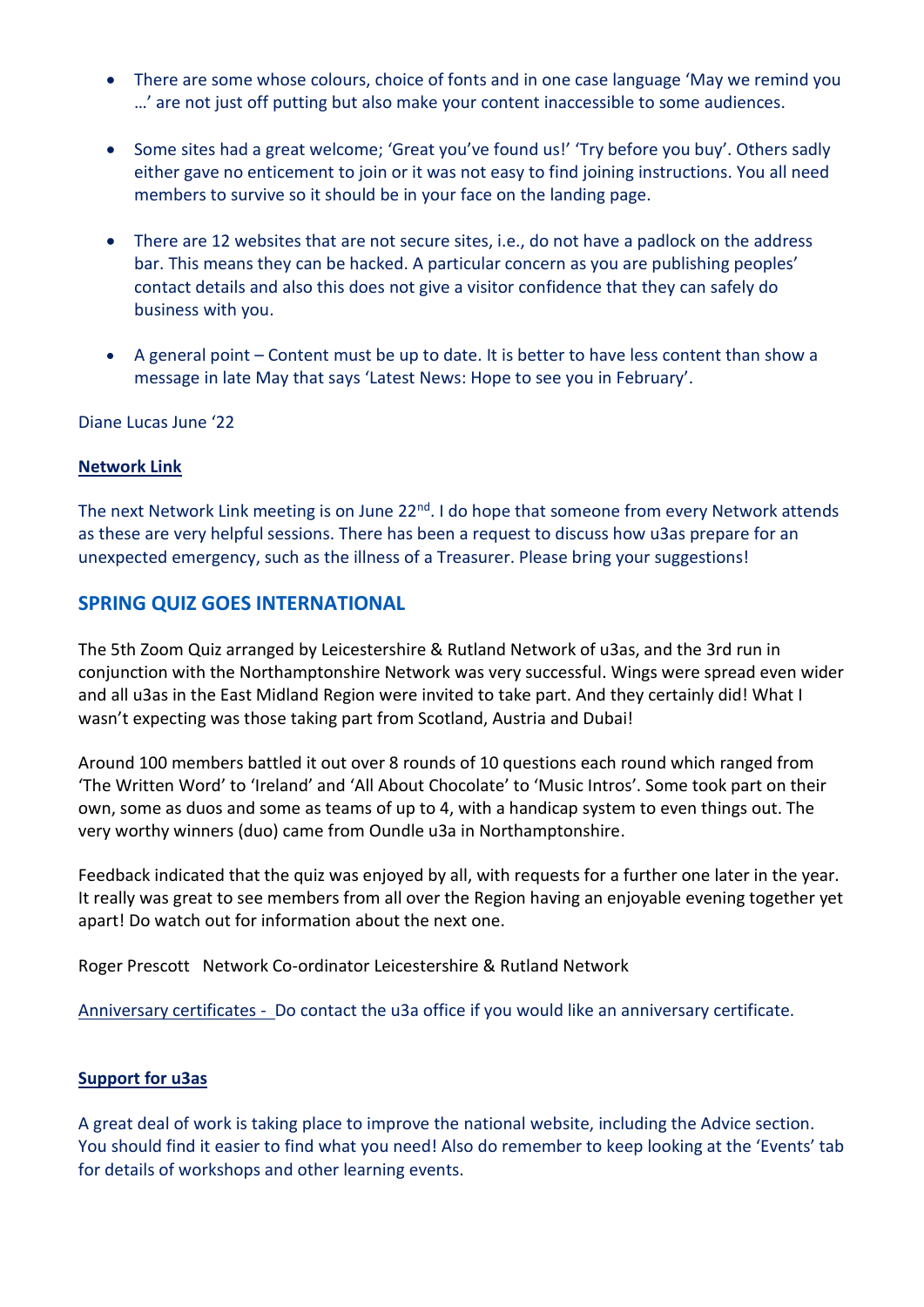- There are some whose colours, choice of fonts and in one case language 'May we remind you …' are not just off putting but also make your content inaccessible to some audiences.

- Some sites had a great welcome; 'Great you've found us!' 'Try before you buy'. Others sadly either gave no enticement to join or it was not easy to find joining instructions. You all need members to survive so it should be in your face on the landing page.

- There are 12 websites that are not secure sites, i.e., do not have a padlock on the address bar. This means they can be hacked. A particular concern as you are publishing peoples' contact details and also this does not give a visitor confidence that they can safely do business with you.

- A general point – Content must be up to date. It is better to have less content than show a message in late May that says 'Latest News: Hope to see you in February'.

Diane Lucas June '22

**Network Link**

The next Network Link meeting is on June 22nd. I do hope that someone from every Network attends as these are very helpful sessions. There has been a request to discuss how u3as prepare for an unexpected emergency, such as the illness of a Treasurer. Please bring your suggestions!

## SPRING QUIZ GOES INTERNATIONAL

The 5th Zoom Quiz arranged by Leicestershire & Rutland Network of u3as, and the 3rd run in conjunction with the Northamptonshire Network was very successful. Wings were spread even wider and all u3as in the East Midland Region were invited to take part. And they certainly did! What I wasn't expecting was those taking part from Scotland, Austria and Dubai!

Around 100 members battled it out over 8 rounds of 10 questions each round which ranged from 'The Written Word' to 'Ireland' and 'All About Chocolate' to 'Music Intros'. Some took part on their own, some as duos and some as teams of up to 4, with a handicap system to even things out. The very worthy winners (duo) came from Oundle u3a in Northamptonshire.

Feedback indicated that the quiz was enjoyed by all, with requests for a further one later in the year. It really was great to see members from all over the Region having an enjoyable evening together yet apart! Do watch out for information about the next one.

Roger Prescott Network Co-ordinator Leicestershire & Rutland Network

Anniversary certificates - Do contact the u3a office if you would like an anniversary certificate.

**Support for u3as**

A great deal of work is taking place to improve the national website, including the Advice section. You should find it easier to find what you need! Also do remember to keep looking at the 'Events' tab for details of workshops and other learning events.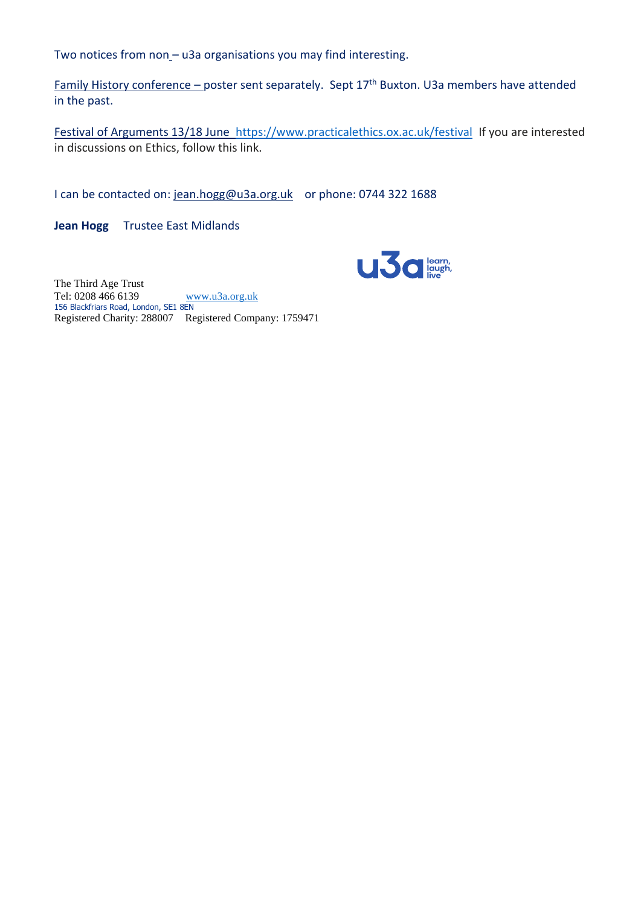Two notices from non – u3a organisations you may find interesting.

Family History conference – poster sent separately. Sept 17th Buxton. U3a members have attended in the past.

Festival of Arguments 13/18 June https://www.practicalethics.ox.ac.uk/festival If you are interested in discussions on Ethics, follow this link.

I can be contacted on: jean.hogg@u3a.org.uk or phone: 0744 322 1688

**Jean Hogg** Trustee East Midlands

u3a learn, laugh, live

The Third Age Trust
Tel: 0208 466 6139 www.u3a.org.uk
156 Blackfriars Road, London, SE1 8EN
Registered Charity: 288007 Registered Company: 1759471